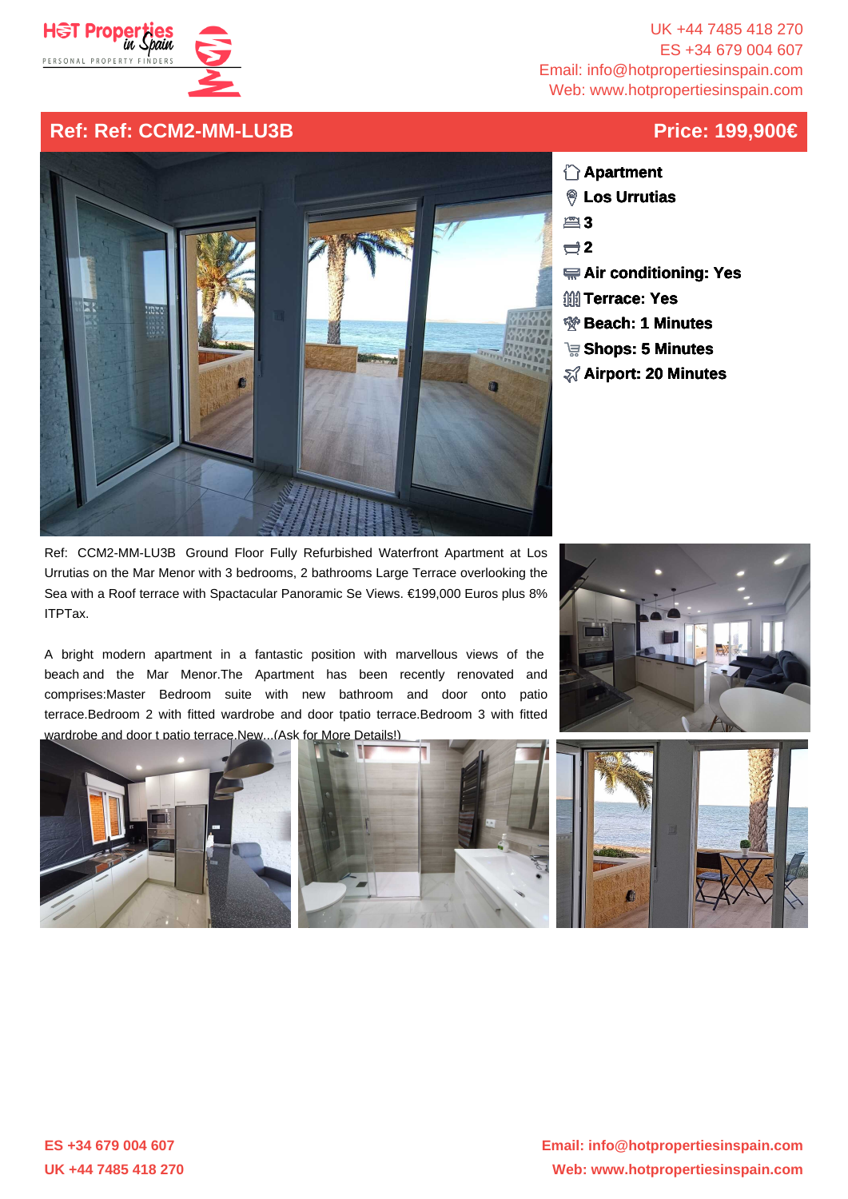UK +44 7485 418 270
ES +34 679 004 607
Email: info@hotpropertiesinspain.com
Web: www.hotpropertiesinspain.com

## Ref: Ref: CCM2-MM-LU3B

## Price: 199,900€

- **Apartment**
- **Los Urrutias**
- **3**
- **2**
- **Air conditioning: Yes**
- **Terrace: Yes**
- **Beach: 1 Minutes**
- **Shops: 5 Minutes**
- **Airport: 20 Minutes**

Ref: CCM2-MM-LU3B Ground Floor Fully Refurbished Waterfront Apartment at Los Urrutias on the Mar Menor with 3 bedrooms, 2 bathrooms Large Terrace overlooking the Sea with a Roof terrace with Spactacular Panoramic Se Views. €199,000 Euros plus 8% ITPTax.

A bright modern apartment in a fantastic position with marvellous views of the beach and the Mar Menor.The Apartment has been recently renovated and comprises:Master Bedroom suite with new bathroom and door onto patio terrace.Bedroom 2 with fitted wardrobe and door tpatio terrace.Bedroom 3 with fitted wardrobe and door t patio terrace.New...(Ask for More Details!)

ES +34 679 004 607
UK +44 7485 418 270

Email: info@hotpropertiesinspain.com
Web: www.hotpropertiesinspain.com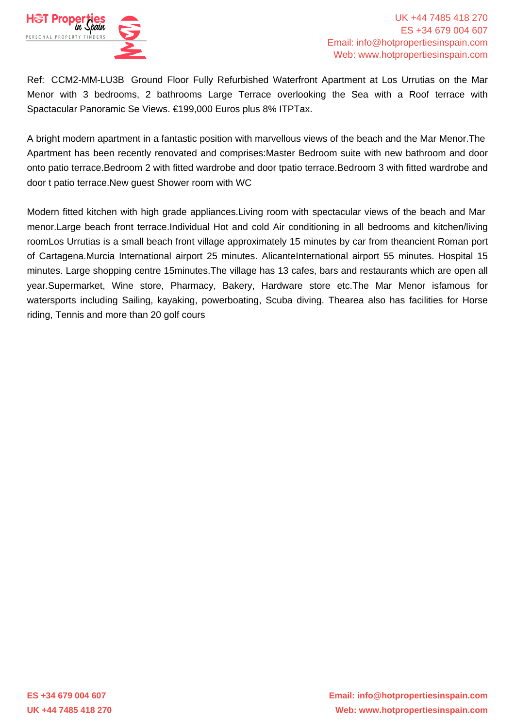Ref: CCM2-MM-LU3B Ground Floor Fully Refurbished Waterfront Apartment at Los Urrutias on the Mar Menor with 3 bedrooms, 2 bathrooms Large Terrace overlooking the Sea with a Roof terrace with Spactacular Panoramic Se Views. €199,000 Euros plus 8% ITPTax.

A bright modern apartment in a fantastic position with marvellous views of the beach and the Mar Menor.The Apartment has been recently renovated and comprises:Master Bedroom suite with new bathroom and door onto patio terrace.Bedroom 2 with fitted wardrobe and door tpatio terrace.Bedroom 3 with fitted wardrobe and door t patio terrace.New guest Shower room with WC

Modern fitted kitchen with high grade appliances.Living room with spectacular views of the beach and Mar menor.Large beach front terrace.Individual Hot and cold Air conditioning in all bedrooms and kitchen/living roomLos Urrutias is a small beach front village approximately 15 minutes by car from theancient Roman port of Cartagena.Murcia International airport 25 minutes. AlicanteInternational airport 55 minutes. Hospital 15 minutes. Large shopping centre 15minutes.The village has 13 cafes, bars and restaurants which are open all year.Supermarket, Wine store, Pharmacy, Bakery, Hardware store etc.The Mar Menor isfamous for watersports including Sailing, kayaking, powerboating, Scuba diving. Thearea also has facilities for Horse riding, Tennis and more than 20 golf cours